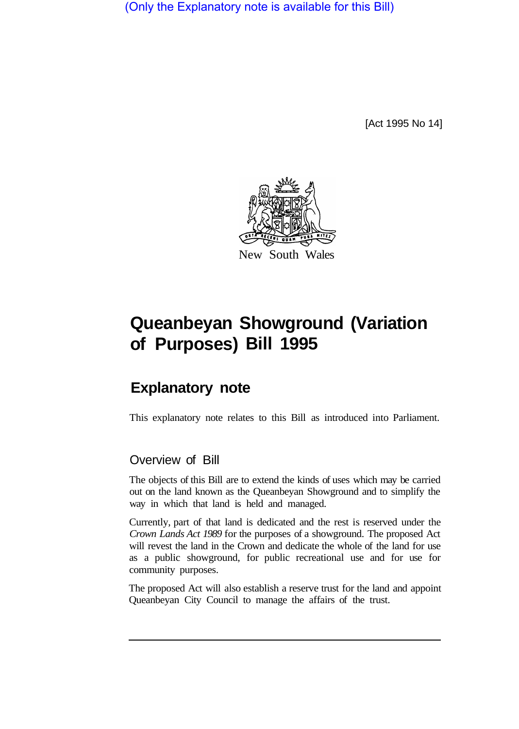(Only the Explanatory note is available for this Bill)

[Act 1995 No 14]

New South Wales

# Queanbeyan Showground (Variation of Purposes) Bill 1995

## Explanatory note

This explanatory note relates to this Bill as introduced into Parliament.

### Overview of Bill

The objects of this Bill are to extend the kinds of uses which may be carried out on the land known as the Queanbeyan Showground and to simplify the way in which that land is held and managed.

Currently, part of that land is dedicated and the rest is reserved under the *Crown Lands Act 1989* for the purposes of a showground. The proposed Act will revest the land in the Crown and dedicate the whole of the land for use as a public showground, for public recreational use and for use for community purposes.

The proposed Act will also establish a reserve trust for the land and appoint Queanbeyan City Council to manage the affairs of the trust.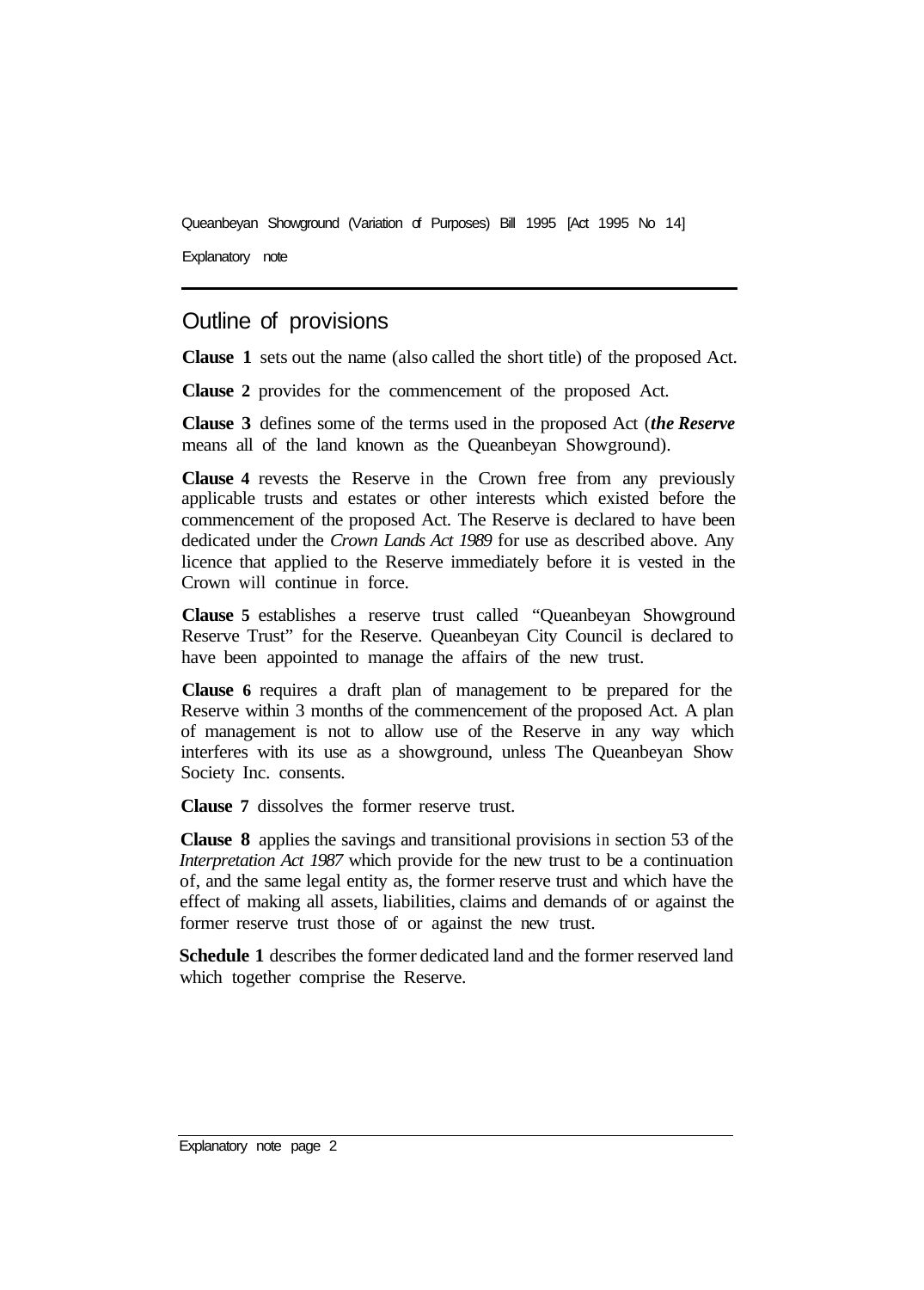## Outline of provisions

**Clause 1** sets out the name (also called the short title) of the proposed Act.

**Clause 2** provides for the commencement of the proposed Act.

**Clause 3** defines some of the terms used in the proposed Act (***the Reserve*** means all of the land known as the Queanbeyan Showground).

**Clause 4** revests the Reserve in the Crown free from any previously applicable trusts and estates or other interests which existed before the commencement of the proposed Act. The Reserve is declared to have been dedicated under the *Crown Lands Act 1989* for use as described above. Any licence that applied to the Reserve immediately before it is vested in the Crown will continue in force.

**Clause 5** establishes a reserve trust called "Queanbeyan Showground Reserve Trust" for the Reserve. Queanbeyan City Council is declared to have been appointed to manage the affairs of the new trust.

**Clause 6** requires a draft plan of management to be prepared for the Reserve within 3 months of the commencement of the proposed Act. A plan of management is not to allow use of the Reserve in any way which interferes with its use as a showground, unless The Queanbeyan Show Society Inc. consents.

**Clause 7** dissolves the former reserve trust.

**Clause 8** applies the savings and transitional provisions in section 53 of the *Interpretation Act 1987* which provide for the new trust to be a continuation of, and the same legal entity as, the former reserve trust and which have the effect of making all assets, liabilities, claims and demands of or against the former reserve trust those of or against the new trust.

**Schedule 1** describes the former dedicated land and the former reserved land which together comprise the Reserve.